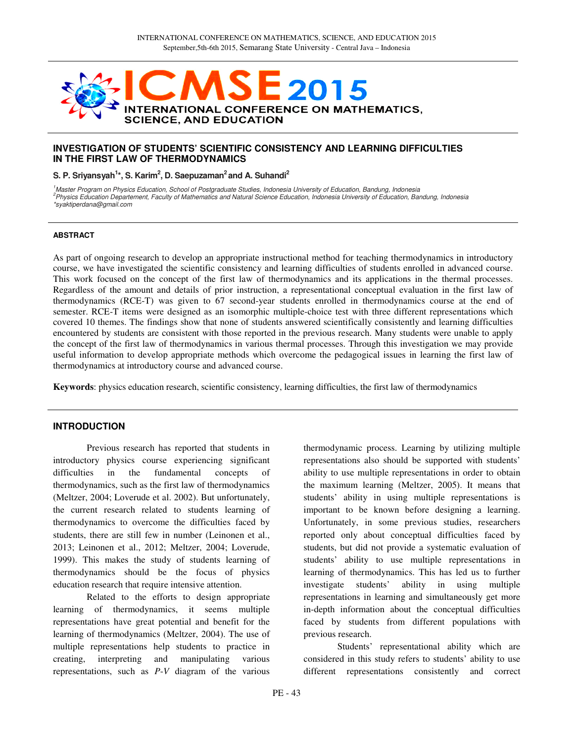# INVESTIGATION OF STUDENTS' SCIENTIFIC CONSISTENCY AND LEARNING DIFFICULTIES IN THE FIRST LAW OF THERMODYNAMICS

**S. P. Sriyansyah[1]*, S. Karim[2], D. Saepuzaman[2] and A. Suhandi[2]**

*[1]Master Program on Physics Education, School of Postgraduate Studies, Indonesia University of Education, Bandung, Indonesia*
*[2]Physics Education Departement, Faculty of Mathematics and Natural Science Education, Indonesia University of Education, Bandung, Indonesia*
*syaktiperdana@gmail.com

#### ABSTRACT

As part of ongoing research to develop an appropriate instructional method for teaching thermodynamics in introductory course, we have investigated the scientific consistency and learning difficulties of students enrolled in advanced course. This work focused on the concept of the first law of thermodynamics and its applications in the thermal processes. Regardless of the amount and details of prior instruction, a representational conceptual evaluation in the first law of thermodynamics (RCE-T) was given to 67 second-year students enrolled in thermodynamics course at the end of semester. RCE-T items were designed as an isomorphic multiple-choice test with three different representations which covered 10 themes. The findings show that none of students answered scientifically consistently and learning difficulties encountered by students are consistent with those reported in the previous research. Many students were unable to apply the concept of the first law of thermodynamics in various thermal processes. Through this investigation we may provide useful information to develop appropriate methods which overcome the pedagogical issues in learning the first law of thermodynamics at introductory course and advanced course.

**Keywords**: physics education research, scientific consistency, learning difficulties, the first law of thermodynamics

## INTRODUCTION

Previous research has reported that students in introductory physics course experiencing significant difficulties in the fundamental concepts of thermodynamics, such as the first law of thermodynamics (Meltzer, 2004; Loverude et al. 2002). But unfortunately, the current research related to students learning of thermodynamics to overcome the difficulties faced by students, there are still few in number (Leinonen et al., 2013; Leinonen et al., 2012; Meltzer, 2004; Loverude, 1999). This makes the study of students learning of thermodynamics should be the focus of physics education research that require intensive attention.

Related to the efforts to design appropriate learning of thermodynamics, it seems multiple representations have great potential and benefit for the learning of thermodynamics (Meltzer, 2004). The use of multiple representations help students to practice in creating, interpreting and manipulating various representations, such as *P-V* diagram of the various thermodynamic process. Learning by utilizing multiple representations also should be supported with students' ability to use multiple representations in order to obtain the maximum learning (Meltzer, 2005). It means that students' ability in using multiple representations is important to be known before designing a learning. Unfortunately, in some previous studies, researchers reported only about conceptual difficulties faced by students, but did not provide a systematic evaluation of students' ability to use multiple representations in learning of thermodynamics. This has led us to further investigate students' ability in using multiple representations in learning and simultaneously get more in-depth information about the conceptual difficulties faced by students from different populations with previous research.

Students' representational ability which are considered in this study refers to students' ability to use different representations consistently and correct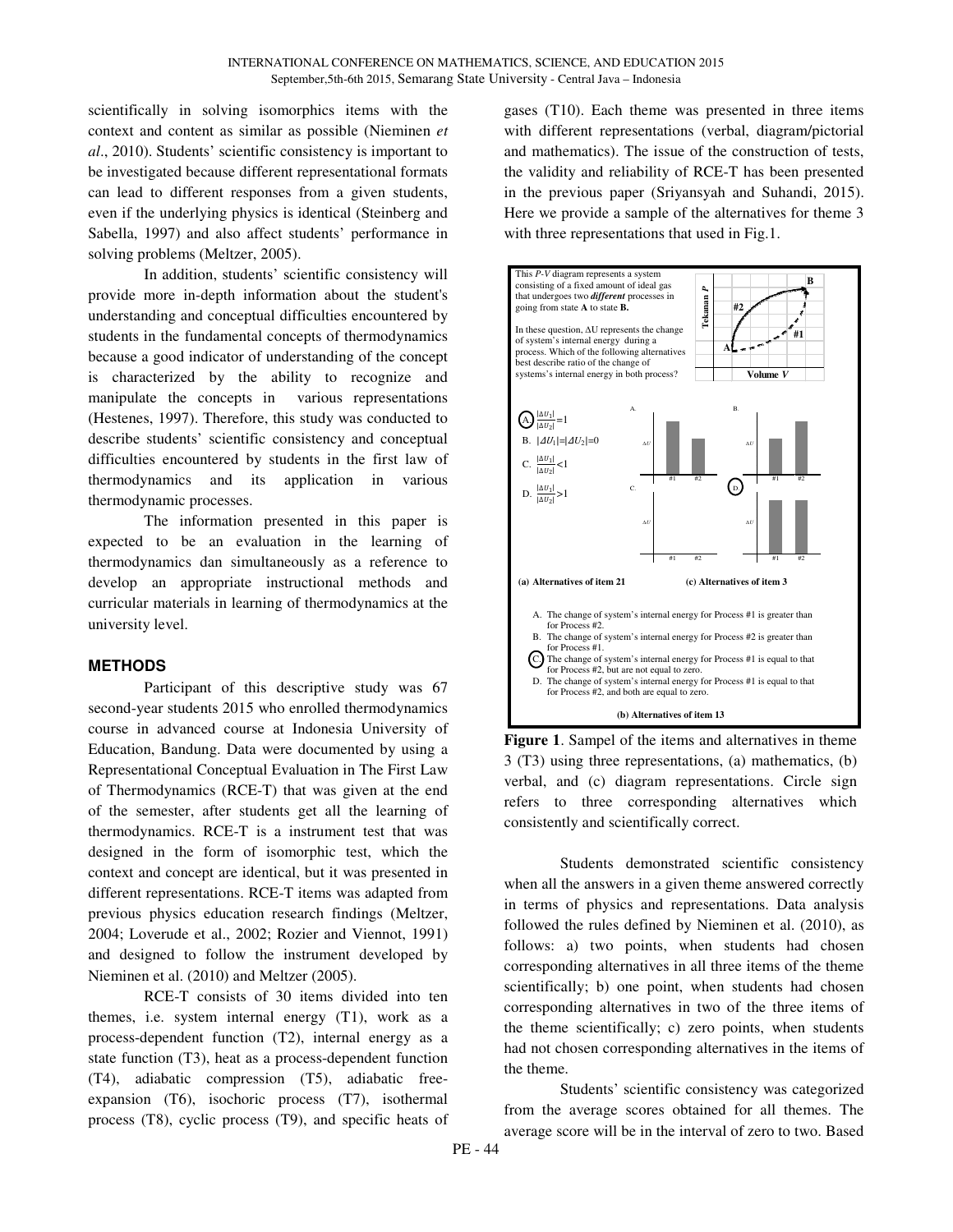scientifically in solving isomorphics items with the context and content as similar as possible (Nieminen *et al*., 2010). Students' scientific consistency is important to be investigated because different representational formats can lead to different responses from a given students, even if the underlying physics is identical (Steinberg and Sabella, 1997) and also affect students' performance in solving problems (Meltzer, 2005).

In addition, students' scientific consistency will provide more in-depth information about the student's understanding and conceptual difficulties encountered by students in the fundamental concepts of thermodynamics because a good indicator of understanding of the concept is characterized by the ability to recognize and manipulate the concepts in various representations (Hestenes, 1997). Therefore, this study was conducted to describe students' scientific consistency and conceptual difficulties encountered by students in the first law of thermodynamics and its application in various thermodynamic processes.

The information presented in this paper is expected to be an evaluation in the learning of thermodynamics dan simultaneously as a reference to develop an appropriate instructional methods and curricular materials in learning of thermodynamics at the university level.

## METHODS

Participant of this descriptive study was 67 second-year students 2015 who enrolled thermodynamics course in advanced course at Indonesia University of Education, Bandung. Data were documented by using a Representational Conceptual Evaluation in The First Law of Thermodynamics (RCE-T) that was given at the end of the semester, after students get all the learning of thermodynamics. RCE-T is a instrument test that was designed in the form of isomorphic test, which the context and concept are identical, but it was presented in different representations. RCE-T items was adapted from previous physics education research findings (Meltzer, 2004; Loverude et al., 2002; Rozier and Viennot, 1991) and designed to follow the instrument developed by Nieminen et al. (2010) and Meltzer (2005).

RCE-T consists of 30 items divided into ten themes, i.e. system internal energy (T1), work as a process-dependent function (T2), internal energy as a state function (T3), heat as a process-dependent function (T4), adiabatic compression (T5), adiabatic free-expansion (T6), isochoric process (T7), isothermal process (T8), cyclic process (T9), and specific heats of gases (T10). Each theme was presented in three items with different representations (verbal, diagram/pictorial and mathematics). The issue of the construction of tests, the validity and reliability of RCE-T has been presented in the previous paper (Sriyansyah and Suhandi, 2015). Here we provide a sample of the alternatives for theme 3 with three representations that used in Fig.1.

This *P-V* diagram represents a system consisting of a fixed amount of ideal gas that undergoes two ***different*** processes in going from state **A** to state **B.**

In these question, $\Delta U$ represents the change of system's internal energy during a process. Which of the following alternatives best describe ratio of the change of systems's internal energy in both process?

A. $\frac{|\Delta U_1|}{|\Delta U_2|}=1$
B. $|\Delta U_1|=|\Delta U_2|=0$
C. $\frac{|\Delta U_1|}{|\Delta U_2|}<1$
D. $\frac{|\Delta U_1|}{|\Delta U_2|}>1$

**(a) Alternatives of item 21**

**(c) Alternatives of item 3**

A. The change of system's internal energy for Process #1 is greater than for Process #2.
B. The change of system's internal energy for Process #2 is greater than for Process #1.
C. The change of system's internal energy for Process #1 is equal to that for Process #2, but are not equal to zero.
D. The change of system's internal energy for Process #1 is equal to that for Process #2, and both are equal to zero.

**(b) Alternatives of item 13**

**Figure 1**. Sampel of the items and alternatives in theme 3 (T3) using three representations, (a) mathematics, (b) verbal, and (c) diagram representations. Circle sign refers to three corresponding alternatives which consistently and scientifically correct.

Students demonstrated scientific consistency when all the answers in a given theme answered correctly in terms of physics and representations. Data analysis followed the rules defined by Nieminen et al. (2010), as follows: a) two points, when students had chosen corresponding alternatives in all three items of the theme scientifically; b) one point, when students had chosen corresponding alternatives in two of the three items of the theme scientifically; c) zero points, when students had not chosen corresponding alternatives in the items of the theme.

Students' scientific consistency was categorized from the average scores obtained for all themes. The average score will be in the interval of zero to two. Based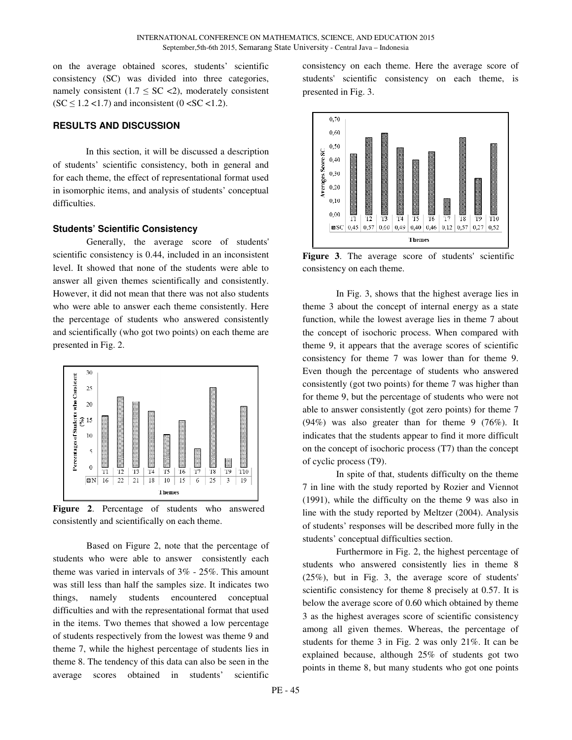on the average obtained scores, students' scientific consistency (SC) was divided into three categories, namely consistent ($1.7 \leq SC < 2$), moderately consistent ($SC \leq 1.2 < 1.7$) and inconsistent ($0 < SC < 1.2$).

## RESULTS AND DISCUSSION

In this section, it will be discussed a description of students' scientific consistency, both in general and for each theme, the effect of representational format used in isomorphic items, and analysis of students' conceptual difficulties.

### Students' Scientific Consistency

Generally, the average score of students' scientific consistency is 0.44, included in an inconsistent level. It showed that none of the students were able to answer all given themes scientifically and consistently. However, it did not mean that there was not also students who were able to answer each theme consistently. Here the percentage of students who answered consistently and scientifically (who got two points) on each theme are presented in Fig. 2.

| | T1 | T2 | T3 | T4 | T5 | T6 | T7 | T8 | T9 | T10 |
|---|---|---|---|---|---|---|---|---|---|---|
| N | 16 | 22 | 21 | 18 | 10 | 15 | 6 | 25 | 3 | 19 |

**Figure 2**. Percentage of students who answered consistently and scientifically on each theme.

Based on Figure 2, note that the percentage of students who were able to answer consistently each theme was varied in intervals of 3% - 25%. This amount was still less than half the samples size. It indicates two things, namely students encountered conceptual difficulties and with the representational format that used in the items. Two themes that showed a low percentage of students respectively from the lowest was theme 9 and theme 7, while the highest percentage of students lies in theme 8. The tendency of this data can also be seen in the average scores obtained in students' scientific consistency on each theme. Here the average score of students' scientific consistency on each theme, is presented in Fig. 3.

| | T1 | T2 | T3 | T4 | T5 | T6 | T7 | T8 | T9 | T10 |
|---|---|---|---|---|---|---|---|---|---|---|
| SC | 0,45 | 0,57 | 0,60 | 0,49 | 0,40 | 0,46 | 0,12 | 0,57 | 0,27 | 0,52 |

**Figure 3**. The average score of students' scientific consistency on each theme.

In Fig. 3, shows that the highest average lies in theme 3 about the concept of internal energy as a state function, while the lowest average lies in theme 7 about the concept of isochoric process. When compared with theme 9, it appears that the average scores of scientific consistency for theme 7 was lower than for theme 9. Even though the percentage of students who answered consistently (got two points) for theme 7 was higher than for theme 9, but the percentage of students who were not able to answer consistently (got zero points) for theme 7 (94%) was also greater than for theme 9 (76%). It indicates that the students appear to find it more difficult on the concept of isochoric process (T7) than the concept of cyclic process (T9).

In spite of that, students difficulty on the theme 7 in line with the study reported by Rozier and Viennot (1991), while the difficulty on the theme 9 was also in line with the study reported by Meltzer (2004). Analysis of students' responses will be described more fully in the students' conceptual difficulties section.

Furthermore in Fig. 2, the highest percentage of students who answered consistently lies in theme 8 (25%), but in Fig. 3, the average score of students' scientific consistency for theme 8 precisely at 0.57. It is below the average score of 0.60 which obtained by theme 3 as the highest averages score of scientific consistency among all given themes. Whereas, the percentage of students for theme 3 in Fig. 2 was only 21%. It can be explained because, although 25% of students got two points in theme 8, but many students who got one points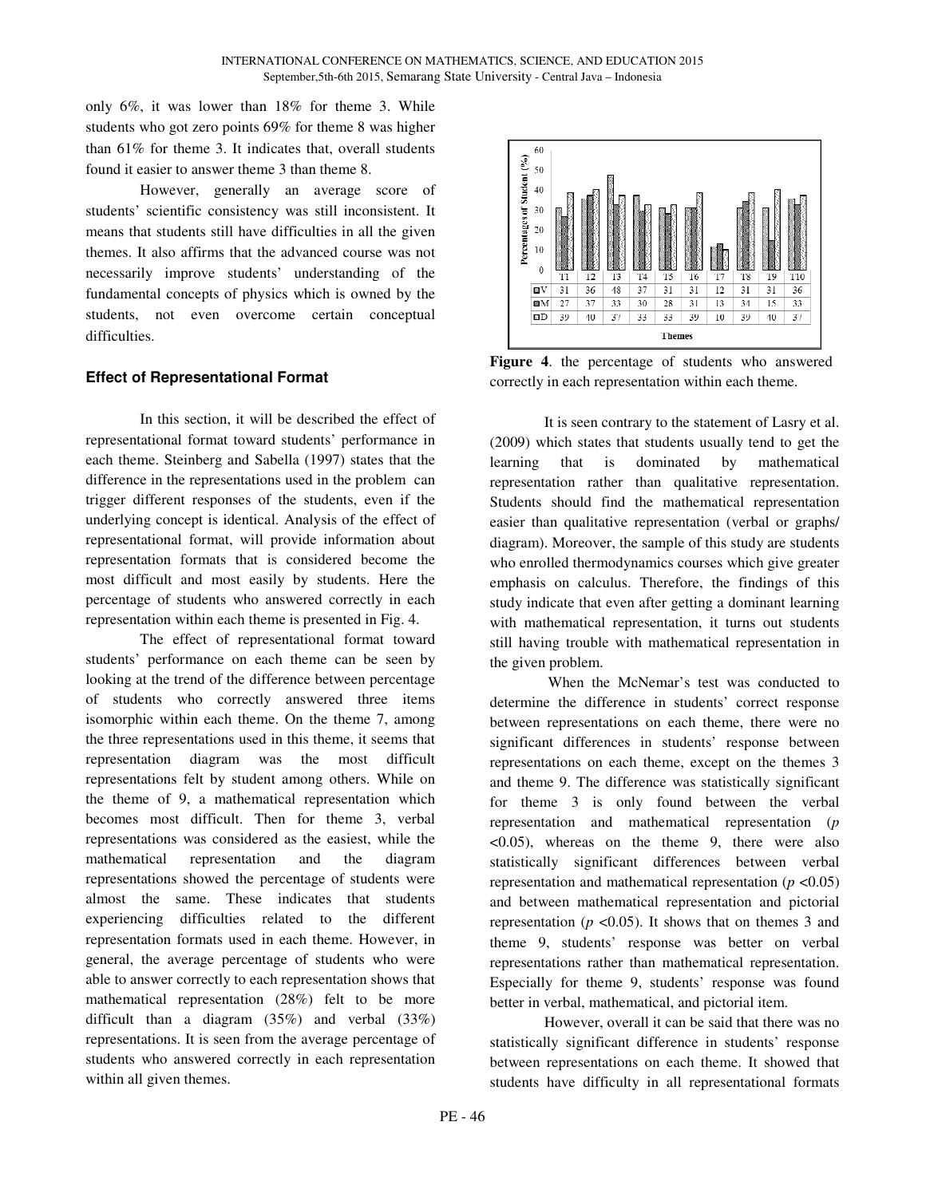only 6%, it was lower than 18% for theme 3. While students who got zero points 69% for theme 8 was higher than 61% for theme 3. It indicates that, overall students found it easier to answer theme 3 than theme 8.

However, generally an average score of students' scientific consistency was still inconsistent. It means that students still have difficulties in all the given themes. It also affirms that the advanced course was not necessarily improve students' understanding of the fundamental concepts of physics which is owned by the students, not even overcome certain conceptual difficulties.

### Effect of Representational Format

In this section, it will be described the effect of representational format toward students' performance in each theme. Steinberg and Sabella (1997) states that the difference in the representations used in the problem can trigger different responses of the students, even if the underlying concept is identical. Analysis of the effect of representational format, will provide information about representation formats that is considered become the most difficult and most easily by students. Here the percentage of students who answered correctly in each representation within each theme is presented in Fig. 4.

The effect of representational format toward students' performance on each theme can be seen by looking at the trend of the difference between percentage of students who correctly answered three items isomorphic within each theme. On the theme 7, among the three representations used in this theme, it seems that representation diagram was the most difficult representations felt by student among others. While on the theme of 9, a mathematical representation which becomes most difficult. Then for theme 3, verbal representations was considered as the easiest, while the mathematical representation and the diagram representations showed the percentage of students were almost the same. These indicates that students experiencing difficulties related to the different representation formats used in each theme. However, in general, the average percentage of students who were able to answer correctly to each representation shows that mathematical representation (28%) felt to be more difficult than a diagram (35%) and verbal (33%) representations. It is seen from the average percentage of students who answered correctly in each representation within all given themes.

| | T1 | T2 | T3 | T4 | T5 | T6 | T7 | T8 | T9 | T10 |
|---|---|---|---|---|---|---|---|---|---|---|
| V | 31 | 36 | 48 | 37 | 31 | 31 | 12 | 31 | 31 | 36 |
| M | 27 | 37 | 33 | 30 | 28 | 31 | 13 | 34 | 15 | 33 |
| D | 39 | 40 | 37 | 33 | 33 | 39 | 10 | 39 | 40 | 37 |

**Figure 4**. the percentage of students who answered correctly in each representation within each theme.

It is seen contrary to the statement of Lasry et al. (2009) which states that students usually tend to get the learning that is dominated by mathematical representation rather than qualitative representation. Students should find the mathematical representation easier than qualitative representation (verbal or graphs/ diagram). Moreover, the sample of this study are students who enrolled thermodynamics courses which give greater emphasis on calculus. Therefore, the findings of this study indicate that even after getting a dominant learning with mathematical representation, it turns out students still having trouble with mathematical representation in the given problem.

When the McNemar's test was conducted to determine the difference in students' correct response between representations on each theme, there were no significant differences in students' response between representations on each theme, except on the themes 3 and theme 9. The difference was statistically significant for theme 3 is only found between the verbal representation and mathematical representation ($p$ <0.05), whereas on the theme 9, there were also statistically significant differences between verbal representation and mathematical representation ($p$ <0.05) and between mathematical representation and pictorial representation ($p$ <0.05). It shows that on themes 3 and theme 9, students' response was better on verbal representations rather than mathematical representation. Especially for theme 9, students' response was found better in verbal, mathematical, and pictorial item.

However, overall it can be said that there was no statistically significant difference in students' response between representations on each theme. It showed that students have difficulty in all representational formats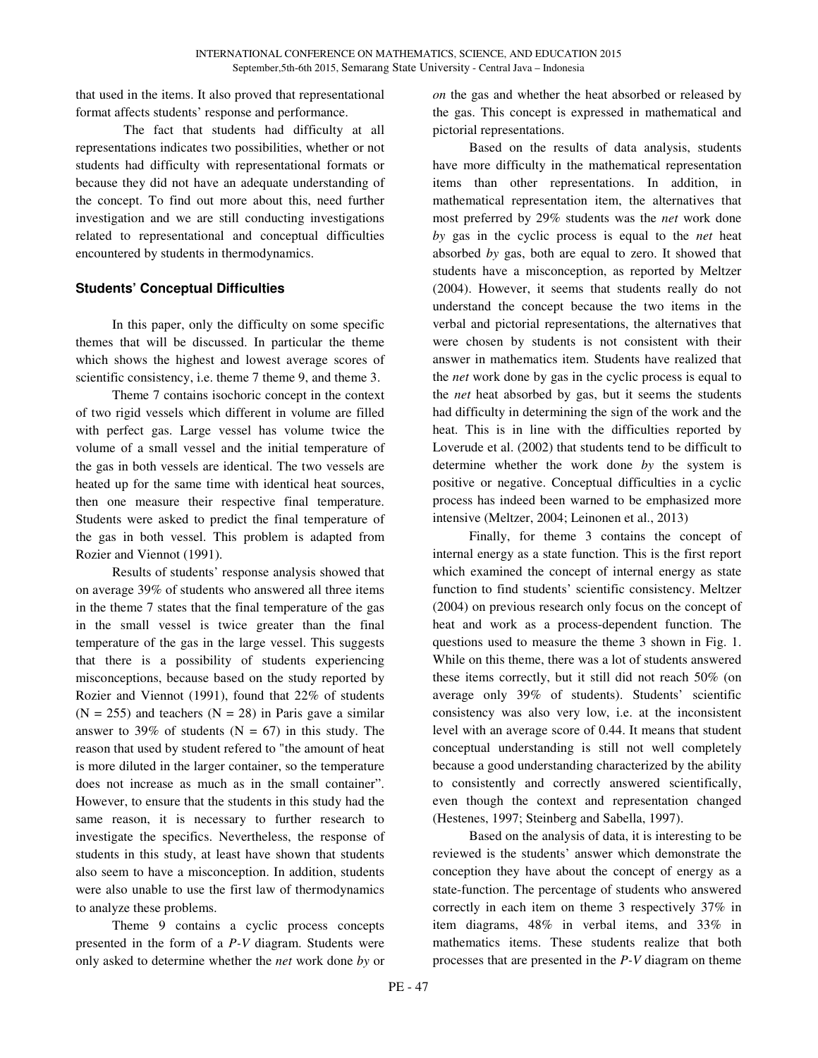that used in the items. It also proved that representational format affects students' response and performance.

The fact that students had difficulty at all representations indicates two possibilities, whether or not students had difficulty with representational formats or because they did not have an adequate understanding of the concept. To find out more about this, need further investigation and we are still conducting investigations related to representational and conceptual difficulties encountered by students in thermodynamics.

### Students' Conceptual Difficulties

In this paper, only the difficulty on some specific themes that will be discussed. In particular the theme which shows the highest and lowest average scores of scientific consistency, i.e. theme 7 theme 9, and theme 3.

Theme 7 contains isochoric concept in the context of two rigid vessels which different in volume are filled with perfect gas. Large vessel has volume twice the volume of a small vessel and the initial temperature of the gas in both vessels are identical. The two vessels are heated up for the same time with identical heat sources, then one measure their respective final temperature. Students were asked to predict the final temperature of the gas in both vessel. This problem is adapted from Rozier and Viennot (1991).

Results of students' response analysis showed that on average 39% of students who answered all three items in the theme 7 states that the final temperature of the gas in the small vessel is twice greater than the final temperature of the gas in the large vessel. This suggests that there is a possibility of students experiencing misconceptions, because based on the study reported by Rozier and Viennot (1991), found that 22% of students ($N = 255$) and teachers ($N = 28$) in Paris gave a similar answer to 39% of students ($N = 67$) in this study. The reason that used by student refered to "the amount of heat is more diluted in the larger container, so the temperature does not increase as much as in the small container". However, to ensure that the students in this study had the same reason, it is necessary to further research to investigate the specifics. Nevertheless, the response of students in this study, at least have shown that students also seem to have a misconception. In addition, students were also unable to use the first law of thermodynamics to analyze these problems.

Theme 9 contains a cyclic process concepts presented in the form of a *P-V* diagram. Students were only asked to determine whether the *net* work done *by* or *on* the gas and whether the heat absorbed or released by the gas. This concept is expressed in mathematical and pictorial representations.

Based on the results of data analysis, students have more difficulty in the mathematical representation items than other representations. In addition, in mathematical representation item, the alternatives that most preferred by 29% students was the *net* work done *by* gas in the cyclic process is equal to the *net* heat absorbed *by* gas, both are equal to zero. It showed that students have a misconception, as reported by Meltzer (2004). However, it seems that students really do not understand the concept because the two items in the verbal and pictorial representations, the alternatives that were chosen by students is not consistent with their answer in mathematics item. Students have realized that the *net* work done by gas in the cyclic process is equal to the *net* heat absorbed by gas, but it seems the students had difficulty in determining the sign of the work and the heat. This is in line with the difficulties reported by Loverude et al. (2002) that students tend to be difficult to determine whether the work done *by* the system is positive or negative. Conceptual difficulties in a cyclic process has indeed been warned to be emphasized more intensive (Meltzer, 2004; Leinonen et al., 2013)

Finally, for theme 3 contains the concept of internal energy as a state function. This is the first report which examined the concept of internal energy as state function to find students' scientific consistency. Meltzer (2004) on previous research only focus on the concept of heat and work as a process-dependent function. The questions used to measure the theme 3 shown in Fig. 1. While on this theme, there was a lot of students answered these items correctly, but it still did not reach 50% (on average only 39% of students). Students' scientific consistency was also very low, i.e. at the inconsistent level with an average score of 0.44. It means that student conceptual understanding is still not well completely because a good understanding characterized by the ability to consistently and correctly answered scientifically, even though the context and representation changed (Hestenes, 1997; Steinberg and Sabella, 1997).

Based on the analysis of data, it is interesting to be reviewed is the students' answer which demonstrate the conception they have about the concept of energy as a state-function. The percentage of students who answered correctly in each item on theme 3 respectively 37% in item diagrams, 48% in verbal items, and 33% in mathematics items. These students realize that both processes that are presented in the *P-V* diagram on theme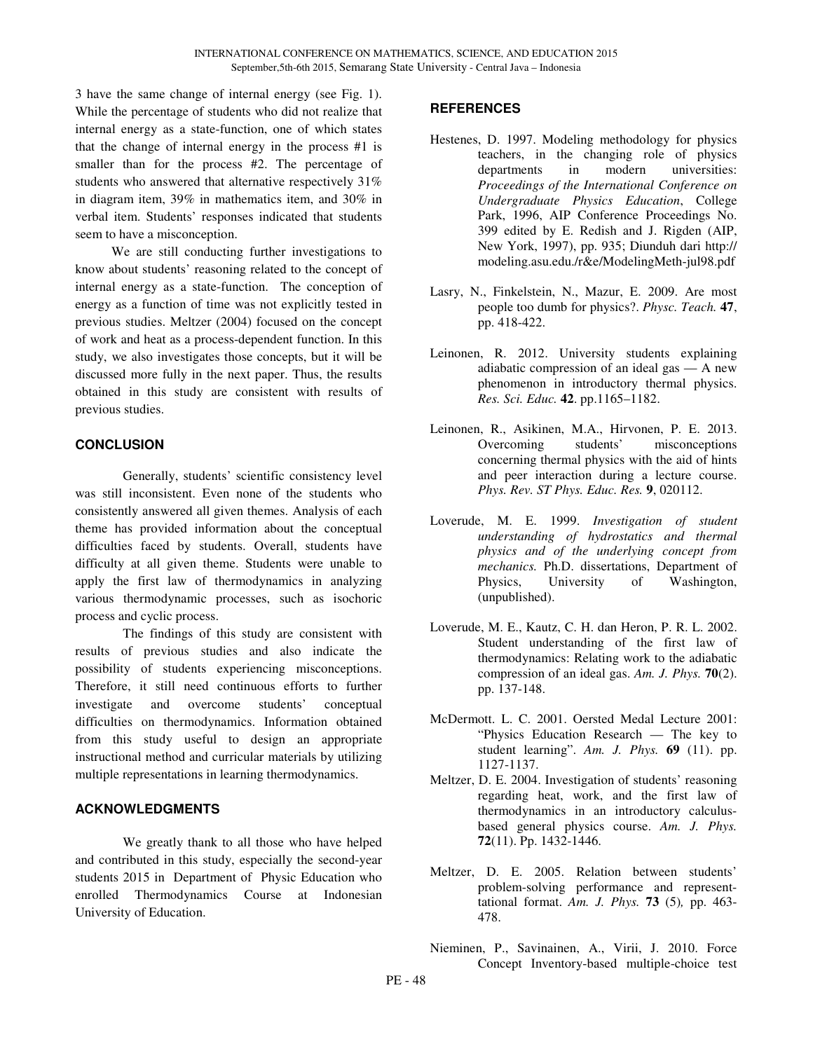3 have the same change of internal energy (see Fig. 1). While the percentage of students who did not realize that internal energy as a state-function, one of which states that the change of internal energy in the process #1 is smaller than for the process #2. The percentage of students who answered that alternative respectively 31% in diagram item, 39% in mathematics item, and 30% in verbal item. Students' responses indicated that students seem to have a misconception.

We are still conducting further investigations to know about students' reasoning related to the concept of internal energy as a state-function. The conception of energy as a function of time was not explicitly tested in previous studies. Meltzer (2004) focused on the concept of work and heat as a process-dependent function. In this study, we also investigates those concepts, but it will be discussed more fully in the next paper. Thus, the results obtained in this study are consistent with results of previous studies.

## CONCLUSION

Generally, students' scientific consistency level was still inconsistent. Even none of the students who consistently answered all given themes. Analysis of each theme has provided information about the conceptual difficulties faced by students. Overall, students have difficulty at all given theme. Students were unable to apply the first law of thermodynamics in analyzing various thermodynamic processes, such as isochoric process and cyclic process.

The findings of this study are consistent with results of previous studies and also indicate the possibility of students experiencing misconceptions. Therefore, it still need continuous efforts to further investigate and overcome students' conceptual difficulties on thermodynamics. Information obtained from this study useful to design an appropriate instructional method and curricular materials by utilizing multiple representations in learning thermodynamics.

## ACKNOWLEDGMENTS

We greatly thank to all those who have helped and contributed in this study, especially the second-year students 2015 in Department of Physic Education who enrolled Thermodynamics Course at Indonesian University of Education.

## REFERENCES

Hestenes, D. 1997. Modeling methodology for physics teachers, in the changing role of physics departments in modern universities: *Proceedings of the International Conference on Undergraduate Physics Education*, College Park, 1996, AIP Conference Proceedings No. 399 edited by E. Redish and J. Rigden (AIP, New York, 1997), pp. 935; Diunduh dari http:// modeling.asu.edu./r&e/ModelingMeth-jul98.pdf

Lasry, N., Finkelstein, N., Mazur, E. 2009. Are most people too dumb for physics?. *Physc. Teach.* **47**, pp. 418-422.

Leinonen, R. 2012. University students explaining adiabatic compression of an ideal gas — A new phenomenon in introductory thermal physics. *Res. Sci. Educ.* **42**. pp.1165–1182.

Leinonen, R., Asikinen, M.A., Hirvonen, P. E. 2013. Overcoming students' misconceptions concerning thermal physics with the aid of hints and peer interaction during a lecture course. *Phys. Rev. ST Phys. Educ. Res.* **9**, 020112.

Loverude, M. E. 1999. *Investigation of student understanding of hydrostatics and thermal physics and of the underlying concept from mechanics.* Ph.D. dissertations, Department of Physics, University of Washington, (unpublished).

Loverude, M. E., Kautz, C. H. dan Heron, P. R. L. 2002. Student understanding of the first law of thermodynamics: Relating work to the adiabatic compression of an ideal gas. *Am. J. Phys.* **70**(2). pp. 137-148.

McDermott. L. C. 2001. Oersted Medal Lecture 2001: "Physics Education Research — The key to student learning". *Am. J. Phys.* **69** (11). pp. 1127-1137.

Meltzer, D. E. 2004. Investigation of students' reasoning regarding heat, work, and the first law of thermodynamics in an introductory calculus-based general physics course. *Am. J. Phys.* **72**(11). Pp. 1432-1446.

Meltzer, D. E. 2005. Relation between students' problem-solving performance and represent-tational format. *Am. J. Phys.* **73** (5)*,* pp. 463-478.

Nieminen, P., Savinainen, A., Virii, J. 2010. Force Concept Inventory-based multiple-choice test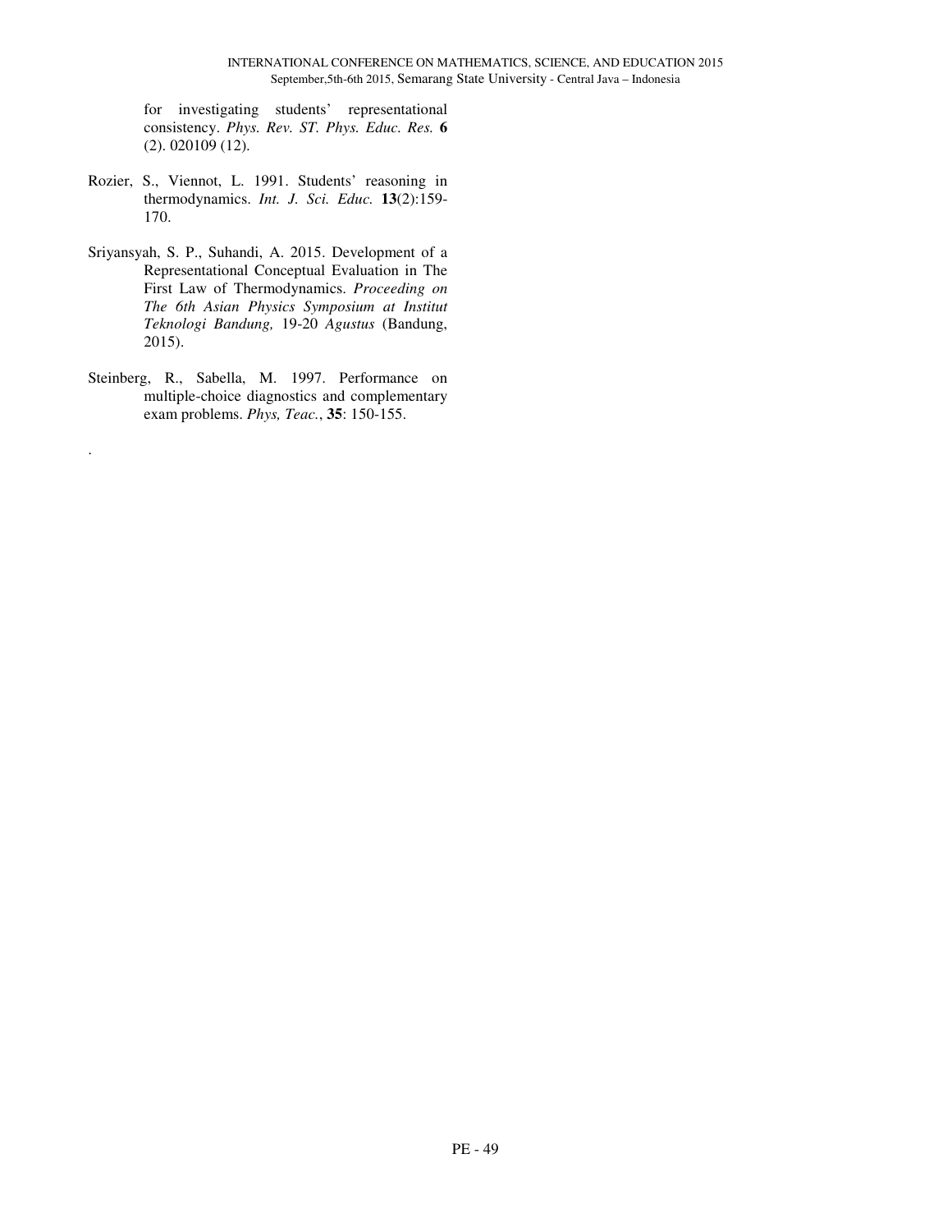for investigating students' representational consistency. *Phys. Rev. ST. Phys. Educ. Res.* **6** (2). 020109 (12).

Rozier, S., Viennot, L. 1991. Students' reasoning in thermodynamics. *Int. J. Sci. Educ.* **13**(2):159-170.

Sriyansyah, S. P., Suhandi, A. 2015. Development of a Representational Conceptual Evaluation in The First Law of Thermodynamics. *Proceeding on The 6th Asian Physics Symposium at Institut Teknologi Bandung,* 19-20 *Agustus* (Bandung, 2015).

Steinberg, R., Sabella, M. 1997. Performance on multiple-choice diagnostics and complementary exam problems. *Phys, Teac.*, **35**: 150-155.

.